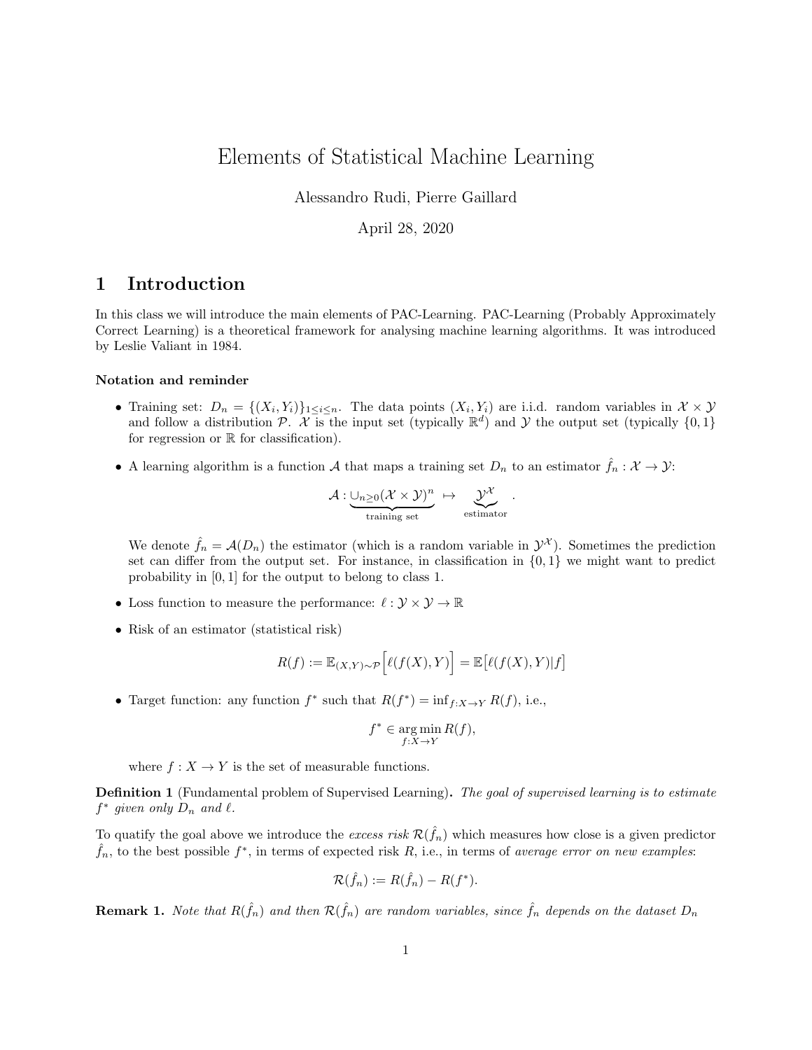# Elements of Statistical Machine Learning

Alessandro Rudi, Pierre Gaillard

April 28, 2020

## 1 Introduction

In this class we will introduce the main elements of PAC-Learning. PAC-Learning (Probably Approximately Correct Learning) is a theoretical framework for analysing machine learning algorithms. It was introduced by Leslie Valiant in 1984.

**Notation and reminder**

- Training set: $D_n = \{(X_i, Y_i)\}_{1 \leq i \leq n}$. The data points $(X_i, Y_i)$ are i.i.d. random variables in $\mathcal{X} \times \mathcal{Y}$ and follow a distribution $\mathcal{P}$. $\mathcal{X}$ is the input set (typically $\mathbb{R}^d$) and $\mathcal{Y}$ the output set (typically $\{0, 1\}$ for regression or $\mathbb{R}$ for classification).

- A learning algorithm is a function $\mathcal{A}$ that maps a training set $D_n$ to an estimator $\hat{f}_n : \mathcal{X} \to \mathcal{Y}$:

$$\mathcal{A} : \underbrace{\cup_{n \geq 0} (\mathcal{X} \times \mathcal{Y})^n}_{\text{training set}} \mapsto \underbrace{\mathcal{Y}^{\mathcal{X}}}_{\text{estimator}} .$$

  We denote $\hat{f}_n = \mathcal{A}(D_n)$ the estimator (which is a random variable in $\mathcal{Y}^{\mathcal{X}}$). Sometimes the prediction set can differ from the output set. For instance, in classification in $\{0, 1\}$ we might want to predict probability in $[0, 1]$ for the output to belong to class 1.

- Loss function to measure the performance: $\ell : \mathcal{Y} \times \mathcal{Y} \to \mathbb{R}$

- Risk of an estimator (statistical risk)

$$R(f) := \mathbb{E}_{(X,Y) \sim \mathcal{P}} \Big[ \ell(f(X), Y) \Big] = \mathbb{E}\big[ \ell(f(X), Y) | f \big]$$

- Target function: any function $f^*$ such that $R(f^*) = \inf_{f : X \to Y} R(f)$, i.e.,

$$f^* \in \operatorname*{arg\,min}_{f : X \to Y} R(f),$$

  where $f : X \to Y$ is the set of measurable functions.

**Definition 1** (Fundamental problem of Supervised Learning)**.** *The goal of supervised learning is to estimate $f^*$ given only $D_n$ and $\ell$.*

To quatify the goal above we introduce the *excess risk* $\mathcal{R}(\hat{f}_n)$ which measures how close is a given predictor $\hat{f}_n$, to the best possible $f^*$, in terms of expected risk $R$, i.e., in terms of *average error on new examples*:

$$\mathcal{R}(\hat{f}_n) := R(\hat{f}_n) - R(f^*).$$

**Remark 1.** *Note that $R(\hat{f}_n)$ and then $\mathcal{R}(\hat{f}_n)$ are random variables, since $\hat{f}_n$ depends on the dataset $D_n$*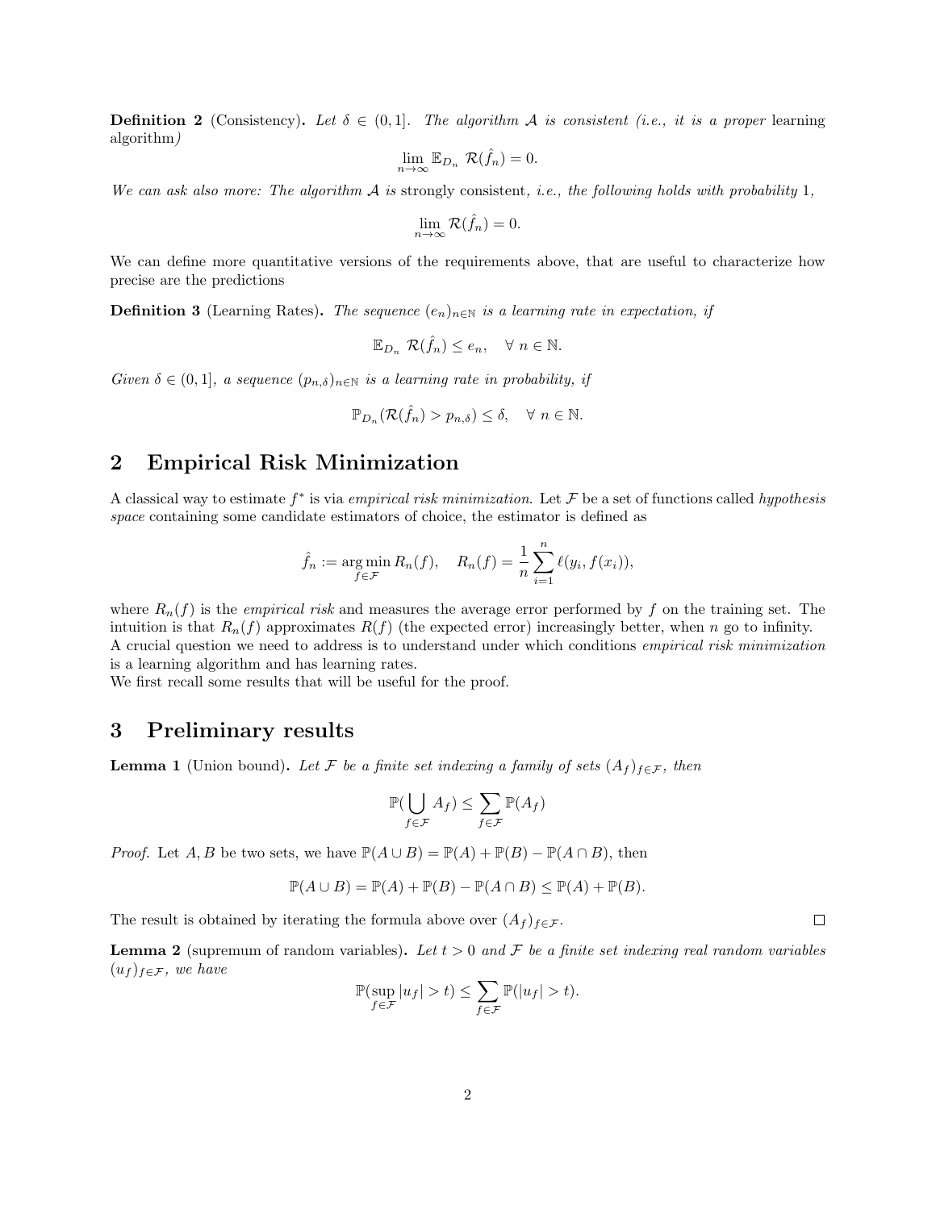**Definition 2** (Consistency)**.** *Let $\delta \in (0,1]$. The algorithm $\mathcal{A}$ is consistent (i.e., it is a proper* learning *algorithm)*

$$\lim_{n\to\infty} \mathbb{E}_{D_n}\ \mathcal{R}(\hat{f}_n) = 0.$$

*We can ask also more: The algorithm $\mathcal{A}$ is* strongly consistent*, i.e., the following holds with probability* 1*,*

$$\lim_{n\to\infty} \mathcal{R}(\hat{f}_n) = 0.$$

We can define more quantitative versions of the requirements above, that are useful to characterize how precise are the predictions

**Definition 3** (Learning Rates)**.** *The sequence $(e_n)_{n\in\mathbb{N}}$ is a learning rate in expectation, if*

$$\mathbb{E}_{D_n}\ \mathcal{R}(\hat{f}_n) \leq e_n, \quad \forall\ n \in \mathbb{N}.$$

*Given $\delta \in (0,1]$, a sequence $(p_{n,\delta})_{n\in\mathbb{N}}$ is a learning rate in probability, if*

$$\mathbb{P}_{D_n}(\mathcal{R}(\hat{f}_n) > p_{n,\delta}) \leq \delta, \quad \forall\ n \in \mathbb{N}.$$

## 2 Empirical Risk Minimization

A classical way to estimate $f^*$ is via *empirical risk minimization*. Let $\mathcal{F}$ be a set of functions called *hypothesis space* containing some candidate estimators of choice, the estimator is defined as

$$\hat{f}_n := \operatorname*{arg\,min}_{f\in\mathcal{F}} R_n(f), \quad R_n(f) = \frac{1}{n}\sum_{i=1}^{n} \ell(y_i, f(x_i)),$$

where $R_n(f)$ is the *empirical risk* and measures the average error performed by $f$ on the training set. The intuition is that $R_n(f)$ approximates $R(f)$ (the expected error) increasingly better, when $n$ go to infinity.
A crucial question we need to address is to understand under which conditions *empirical risk minimization* is a learning algorithm and has learning rates.
We first recall some results that will be useful for the proof.

## 3 Preliminary results

**Lemma 1** (Union bound)**.** *Let $\mathcal{F}$ be a finite set indexing a family of sets $(A_f)_{f\in\mathcal{F}}$, then*

$$\mathbb{P}(\bigcup_{f\in\mathcal{F}} A_f) \leq \sum_{f\in\mathcal{F}} \mathbb{P}(A_f)$$

*Proof.* Let $A, B$ be two sets, we have $\mathbb{P}(A\cup B) = \mathbb{P}(A) + \mathbb{P}(B) - \mathbb{P}(A\cap B)$, then

$$\mathbb{P}(A\cup B) = \mathbb{P}(A) + \mathbb{P}(B) - \mathbb{P}(A\cap B) \leq \mathbb{P}(A) + \mathbb{P}(B).$$

The result is obtained by iterating the formula above over $(A_f)_{f\in\mathcal{F}}$. □

**Lemma 2** (supremum of random variables)**.** *Let $t > 0$ and $\mathcal{F}$ be a finite set indexing real random variables $(u_f)_{f\in\mathcal{F}}$, we have*

$$\mathbb{P}(\sup_{f\in\mathcal{F}} |u_f| > t) \leq \sum_{f\in\mathcal{F}} \mathbb{P}(|u_f| > t).$$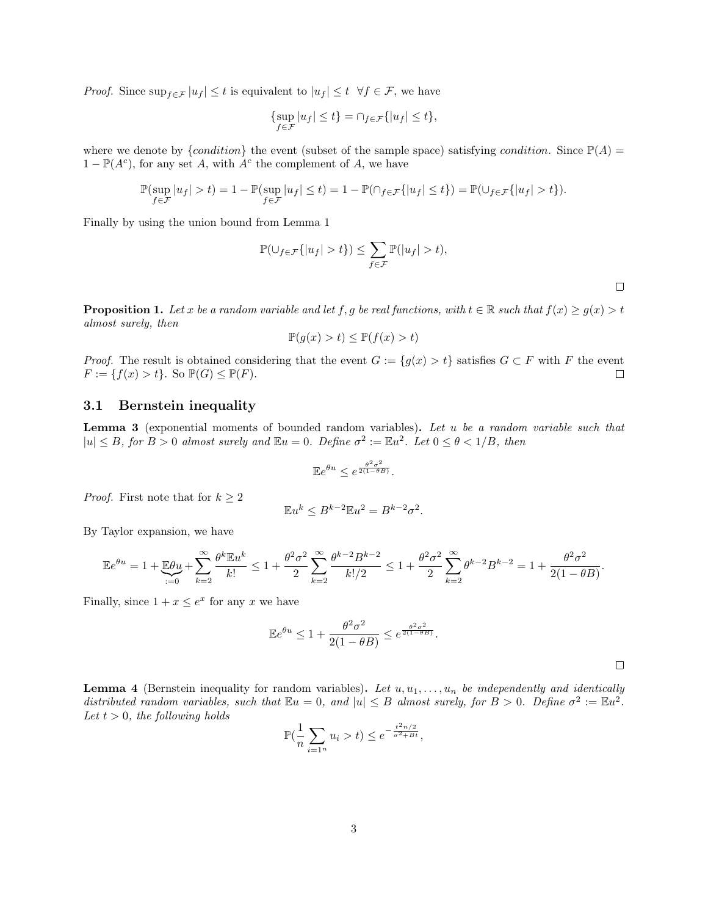*Proof.* Since $\sup_{f \in \mathcal{F}} |u_f| \leq t$ is equivalent to $|u_f| \leq t \;\; \forall f \in \mathcal{F}$, we have

$$\{\sup_{f \in \mathcal{F}} |u_f| \leq t\} = \cap_{f \in \mathcal{F}} \{|u_f| \leq t\},$$

where we denote by $\{condition\}$ the event (subset of the sample space) satisfying *condition*. Since $\mathbb{P}(A) = 1 - \mathbb{P}(A^c)$, for any set $A$, with $A^c$ the complement of $A$, we have

$$\mathbb{P}(\sup_{f \in \mathcal{F}} |u_f| > t) = 1 - \mathbb{P}(\sup_{f \in \mathcal{F}} |u_f| \leq t) = 1 - \mathbb{P}(\cap_{f \in \mathcal{F}} \{|u_f| \leq t\}) = \mathbb{P}(\cup_{f \in \mathcal{F}} \{|u_f| > t\}).$$

Finally by using the union bound from Lemma 1

$$\mathbb{P}(\cup_{f \in \mathcal{F}} \{|u_f| > t\}) \leq \sum_{f \in \mathcal{F}} \mathbb{P}(|u_f| > t),$$

□

**Proposition 1.** *Let $x$ be a random variable and let $f, g$ be real functions, with $t \in \mathbb{R}$ such that $f(x) \geq g(x) > t$ almost surely, then*

$$\mathbb{P}(g(x) > t) \leq \mathbb{P}(f(x) > t)$$

*Proof.* The result is obtained considering that the event $G := \{g(x) > t\}$ satisfies $G \subset F$ with $F$ the event $F := \{f(x) > t\}$. So $\mathbb{P}(G) \leq \mathbb{P}(F)$. □

### 3.1 Bernstein inequality

**Lemma 3** (exponential moments of bounded random variables)**.** *Let $u$ be a random variable such that $|u| \leq B$, for $B > 0$ almost surely and $\mathbb{E}u = 0$. Define $\sigma^2 := \mathbb{E}u^2$. Let $0 \leq \theta < 1/B$, then*

$$\mathbb{E}e^{\theta u} \leq e^{\frac{\theta^2 \sigma^2}{2(1-\theta B)}}.$$

*Proof.* First note that for $k \geq 2$

$$\mathbb{E}u^k \leq B^{k-2}\mathbb{E}u^2 = B^{k-2}\sigma^2.$$

By Taylor expansion, we have

$$\mathbb{E}e^{\theta u} = 1 + \underbrace{\mathbb{E}\theta u}_{:=0} + \sum_{k=2}^{\infty} \frac{\theta^k \mathbb{E}u^k}{k!} \leq 1 + \frac{\theta^2\sigma^2}{2} \sum_{k=2}^{\infty} \frac{\theta^{k-2}B^{k-2}}{k!/2} \leq 1 + \frac{\theta^2\sigma^2}{2} \sum_{k=2}^{\infty} \theta^{k-2}B^{k-2} = 1 + \frac{\theta^2\sigma^2}{2(1-\theta B)}.$$

Finally, since $1 + x \leq e^x$ for any $x$ we have

$$\mathbb{E}e^{\theta u} \leq 1 + \frac{\theta^2\sigma^2}{2(1-\theta B)} \leq e^{\frac{\theta^2\sigma^2}{2(1-\theta B)}}.$$

□

**Lemma 4** (Bernstein inequality for random variables)**.** *Let $u, u_1, \ldots, u_n$ be independently and identically distributed random variables, such that $\mathbb{E}u = 0$, and $|u| \leq B$ almost surely, for $B > 0$. Define $\sigma^2 := \mathbb{E}u^2$. Let $t > 0$, the following holds*

$$\mathbb{P}(\frac{1}{n}\sum_{i=1^n} u_i > t) \leq e^{-\frac{t^2 n/2}{\sigma^2 + Bt}},$$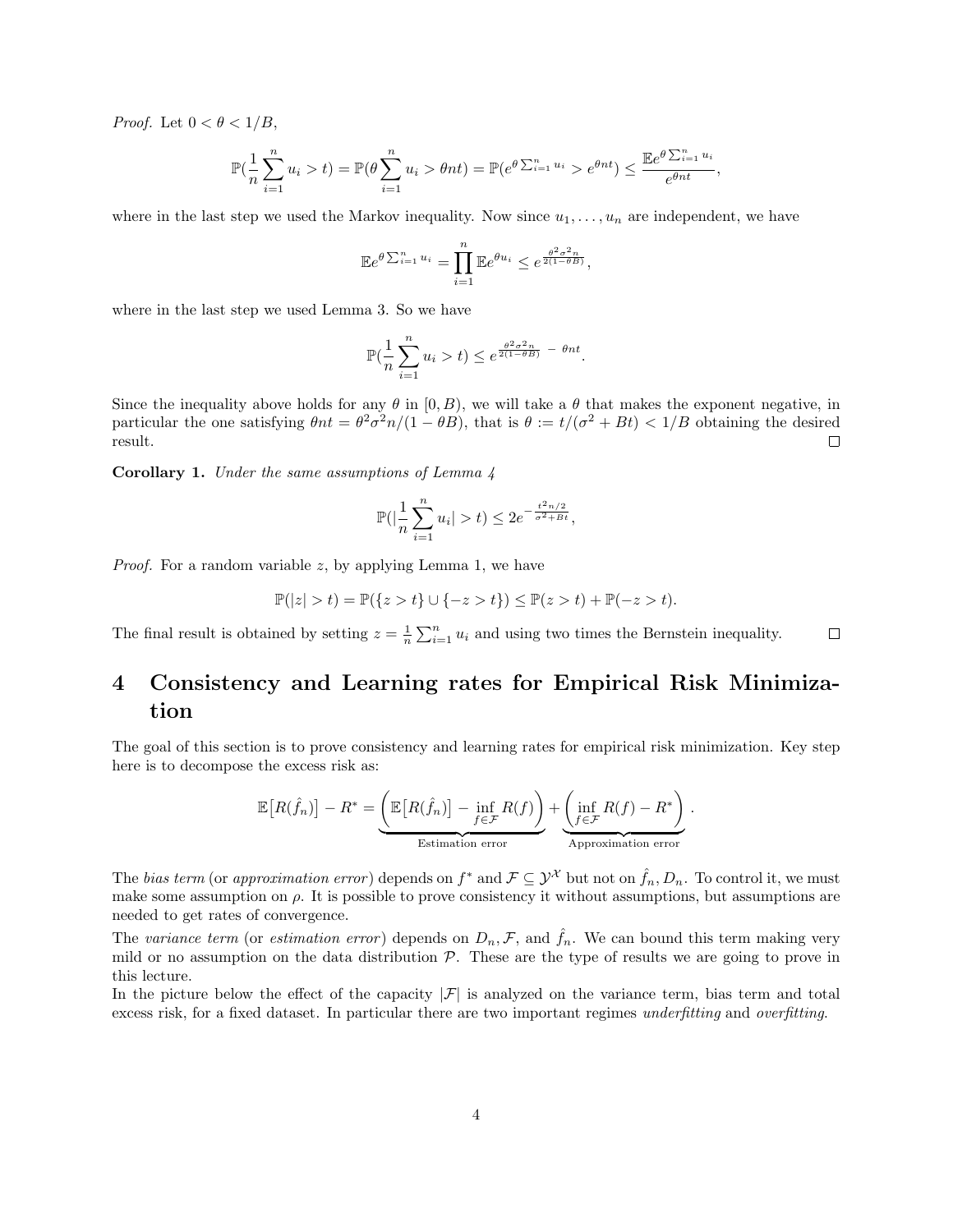*Proof.* Let $0 < \theta < 1/B$,

$$\mathbb{P}(\frac{1}{n}\sum_{i=1}^n u_i > t) = \mathbb{P}(\theta \sum_{i=1}^n u_i > \theta n t) = \mathbb{P}(e^{\theta \sum_{i=1}^n u_i} > e^{\theta n t}) \leq \frac{\mathbb{E} e^{\theta \sum_{i=1}^n u_i}}{e^{\theta n t}},$$

where in the last step we used the Markov inequality. Now since $u_1, \dots, u_n$ are independent, we have

$$\mathbb{E} e^{\theta \sum_{i=1}^n u_i} = \prod_{i=1}^n \mathbb{E} e^{\theta u_i} \leq e^{\frac{\theta^2 \sigma^2 n}{2(1-\theta B)}},$$

where in the last step we used Lemma 3. So we have

$$\mathbb{P}(\frac{1}{n}\sum_{i=1}^n u_i > t) \leq e^{\frac{\theta^2 \sigma^2 n}{2(1-\theta B)} \; - \; \theta n t}.$$

Since the inequality above holds for any $\theta$ in $[0, B)$, we will take a $\theta$ that makes the exponent negative, in particular the one satisfying $\theta n t = \theta^2 \sigma^2 n / (1 - \theta B)$, that is $\theta := t/(\sigma^2 + Bt) < 1/B$ obtaining the desired result. □

**Corollary 1.** *Under the same assumptions of Lemma 4*

$$\mathbb{P}(|\frac{1}{n}\sum_{i=1}^n u_i| > t) \leq 2 e^{-\frac{t^2 n/2}{\sigma^2 + Bt}},$$

*Proof.* For a random variable $z$, by applying Lemma 1, we have

$$\mathbb{P}(|z| > t) = \mathbb{P}(\{z > t\} \cup \{-z > t\}) \leq \mathbb{P}(z > t) + \mathbb{P}(-z > t).$$

The final result is obtained by setting $z = \frac{1}{n}\sum_{i=1}^n u_i$ and using two times the Bernstein inequality. □

# 4 Consistency and Learning rates for Empirical Risk Minimization

The goal of this section is to prove consistency and learning rates for empirical risk minimization. Key step here is to decompose the excess risk as:

$$\mathbb{E}\big[R(\hat{f}_n)\big] - R^* = \underbrace{\left(\mathbb{E}\big[R(\hat{f}_n)\big] - \inf_{f \in \mathcal{F}} R(f)\right)}_{\text{Estimation error}} + \underbrace{\left(\inf_{f \in \mathcal{F}} R(f) - R^*\right)}_{\text{Approximation error}}.$$

The *bias term* (or *approximation error*) depends on $f^*$ and $\mathcal{F} \subseteq \mathcal{Y}^{\mathcal{X}}$ but not on $\hat{f}_n, D_n$. To control it, we must make some assumption on $\rho$. It is possible to prove consistency it without assumptions, but assumptions are needed to get rates of convergence.

The *variance term* (or *estimation error*) depends on $D_n, \mathcal{F}$, and $\hat{f}_n$. We can bound this term making very mild or no assumption on the data distribution $\mathcal{P}$. These are the type of results we are going to prove in this lecture.

In the picture below the effect of the capacity $|\mathcal{F}|$ is analyzed on the variance term, bias term and total excess risk, for a fixed dataset. In particular there are two important regimes *underfitting* and *overfitting*.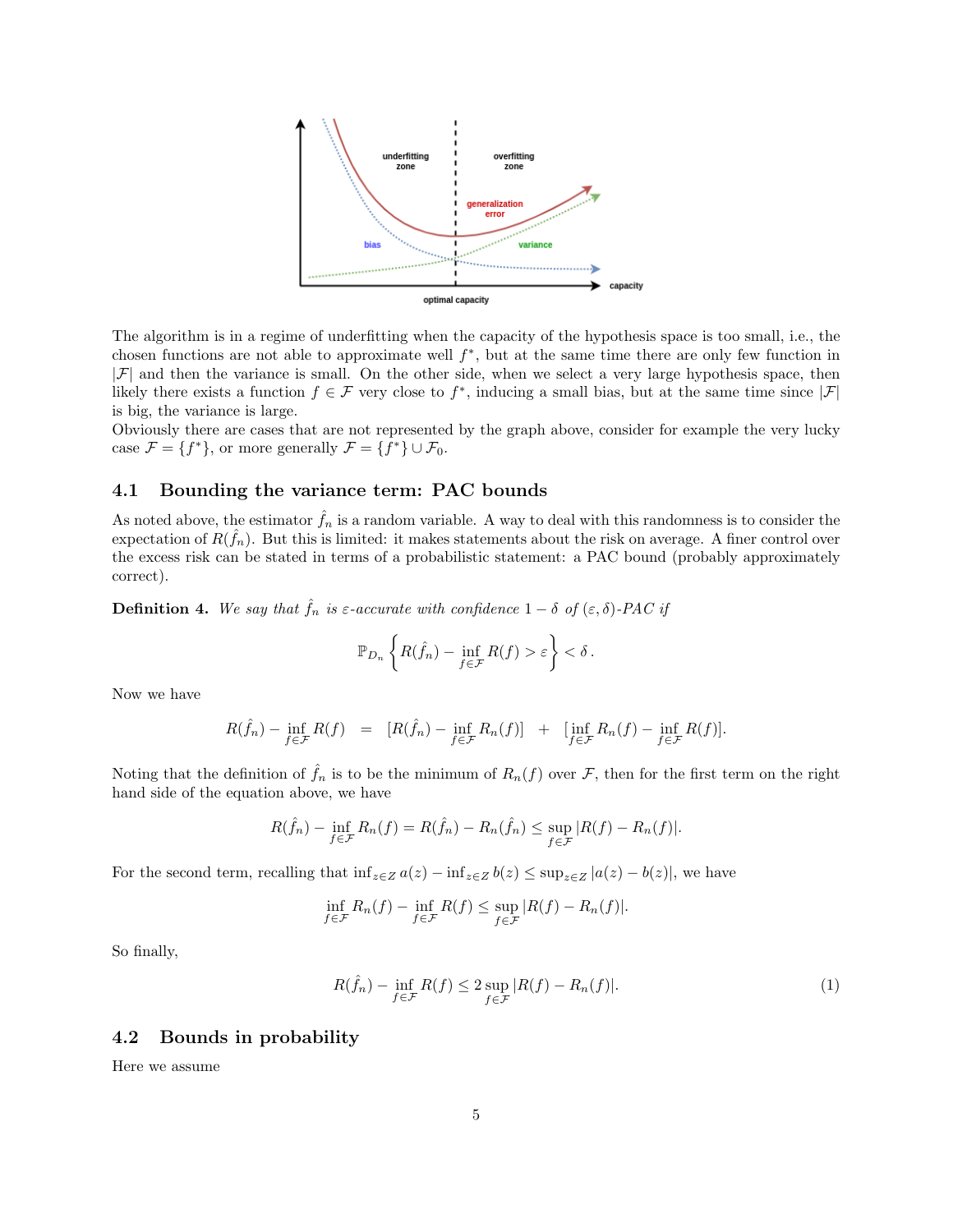The algorithm is in a regime of underfitting when the capacity of the hypothesis space is too small, i.e., the chosen functions are not able to approximate well $f^*$, but at the same time there are only few function in $|\mathcal{F}|$ and then the variance is small. On the other side, when we select a very large hypothesis space, then likely there exists a function $f \in \mathcal{F}$ very close to $f^*$, inducing a small bias, but at the same time since $|\mathcal{F}|$ is big, the variance is large.
Obviously there are cases that are not represented by the graph above, consider for example the very lucky case $\mathcal{F} = \{f^*\}$, or more generally $\mathcal{F} = \{f^*\} \cup \mathcal{F}_0$.

## 4.1 Bounding the variance term: PAC bounds

As noted above, the estimator $\hat{f}_n$ is a random variable. A way to deal with this randomness is to consider the expectation of $R(\hat{f}_n)$. But this is limited: it makes statements about the risk on average. A finer control over the excess risk can be stated in terms of a probabilistic statement: a PAC bound (probably approximately correct).

**Definition 4.** *We say that $\hat{f}_n$ is $\varepsilon$-accurate with confidence $1-\delta$ of $(\varepsilon, \delta)$-PAC if*

$$\mathbb{P}_{D_n}\left\{R(\hat{f}_n) - \inf_{f \in \mathcal{F}} R(f) > \varepsilon\right\} < \delta\,.$$

Now we have

$$R(\hat{f}_n) - \inf_{f \in \mathcal{F}} R(f) \quad = \quad [R(\hat{f}_n) - \inf_{f \in \mathcal{F}} R_n(f)] \quad + \quad [\inf_{f \in \mathcal{F}} R_n(f) - \inf_{f \in \mathcal{F}} R(f)].$$

Noting that the definition of $\hat{f}_n$ is to be the minimum of $R_n(f)$ over $\mathcal{F}$, then for the first term on the right hand side of the equation above, we have

$$R(\hat{f}_n) - \inf_{f \in \mathcal{F}} R_n(f) = R(\hat{f}_n) - R_n(\hat{f}_n) \le \sup_{f \in \mathcal{F}} |R(f) - R_n(f)|.$$

For the second term, recalling that $\inf_{z \in Z} a(z) - \inf_{z \in Z} b(z) \le \sup_{z \in Z} |a(z) - b(z)|$, we have

$$\inf_{f \in \mathcal{F}} R_n(f) - \inf_{f \in \mathcal{F}} R(f) \le \sup_{f \in \mathcal{F}} |R(f) - R_n(f)|.$$

So finally,

$$R(\hat{f}_n) - \inf_{f \in \mathcal{F}} R(f) \le 2 \sup_{f \in \mathcal{F}} |R(f) - R_n(f)|. \tag{1}$$

## 4.2 Bounds in probability

Here we assume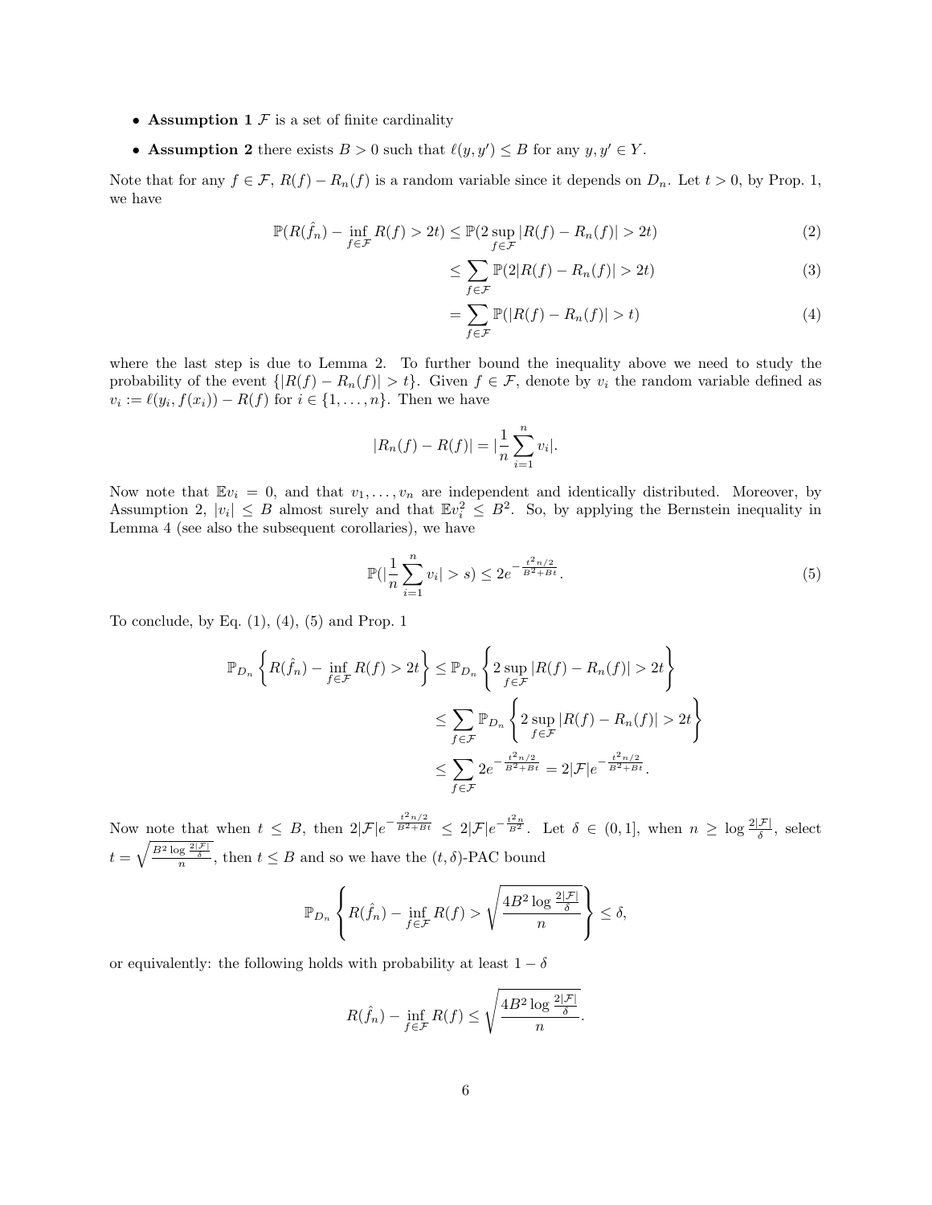- **Assumption 1** $\mathcal{F}$ is a set of finite cardinality
- **Assumption 2** there exists $B > 0$ such that $\ell(y, y') \leq B$ for any $y, y' \in Y$.

Note that for any $f \in \mathcal{F}$, $R(f) - R_n(f)$ is a random variable since it depends on $D_n$. Let $t > 0$, by Prop. 1, we have

$$\mathbb{P}(R(\hat{f}_n) - \inf_{f \in \mathcal{F}} R(f) > 2t) \leq \mathbb{P}(2 \sup_{f \in \mathcal{F}} |R(f) - R_n(f)| > 2t) \tag{2}$$

$$\leq \sum_{f \in \mathcal{F}} \mathbb{P}(2|R(f) - R_n(f)| > 2t) \tag{3}$$

$$= \sum_{f \in \mathcal{F}} \mathbb{P}(|R(f) - R_n(f)| > t) \tag{4}$$

where the last step is due to Lemma 2. To further bound the inequality above we need to study the probability of the event $\{|R(f) - R_n(f)| > t\}$. Given $f \in \mathcal{F}$, denote by $v_i$ the random variable defined as $v_i := \ell(y_i, f(x_i)) - R(f)$ for $i \in \{1, \ldots, n\}$. Then we have

$$|R_n(f) - R(f)| = |\frac{1}{n} \sum_{i=1}^{n} v_i|.$$

Now note that $\mathbb{E} v_i = 0$, and that $v_1, \ldots, v_n$ are independent and identically distributed. Moreover, by Assumption 2, $|v_i| \leq B$ almost surely and that $\mathbb{E} v_i^2 \leq B^2$. So, by applying the Bernstein inequality in Lemma 4 (see also the subsequent corollaries), we have

$$\mathbb{P}(|\frac{1}{n} \sum_{i=1}^{n} v_i| > s) \leq 2e^{-\frac{t^2 n/2}{B^2 + Bt}}. \tag{5}$$

To conclude, by Eq. (1), (4), (5) and Prop. 1

$$\begin{aligned}
\mathbb{P}_{D_n} \left\{ R(\hat{f}_n) - \inf_{f \in \mathcal{F}} R(f) > 2t \right\} &\leq \mathbb{P}_{D_n} \left\{ 2 \sup_{f \in \mathcal{F}} |R(f) - R_n(f)| > 2t \right\} \\
&\leq \sum_{f \in \mathcal{F}} \mathbb{P}_{D_n} \left\{ 2 \sup_{f \in \mathcal{F}} |R(f) - R_n(f)| > 2t \right\} \\
&\leq \sum_{f \in \mathcal{F}} 2e^{-\frac{t^2 n/2}{B^2 + Bt}} = 2|\mathcal{F}| e^{-\frac{t^2 n/2}{B^2 + Bt}}.
\end{aligned}$$

Now note that when $t \leq B$, then $2|\mathcal{F}| e^{-\frac{t^2 n/2}{B^2 + Bt}} \leq 2|\mathcal{F}| e^{-\frac{t^2 n}{B^2}}$. Let $\delta \in (0, 1]$, when $n \geq \log \frac{2|\mathcal{F}|}{\delta}$, select $t = \sqrt{\frac{B^2 \log \frac{2|\mathcal{F}|}{\delta}}{n}}$, then $t \leq B$ and so we have the $(t, \delta)$-PAC bound

$$\mathbb{P}_{D_n} \left\{ R(\hat{f}_n) - \inf_{f \in \mathcal{F}} R(f) > \sqrt{\frac{4B^2 \log \frac{2|\mathcal{F}|}{\delta}}{n}} \right\} \leq \delta,$$

or equivalently: the following holds with probability at least $1 - \delta$

$$R(\hat{f}_n) - \inf_{f \in \mathcal{F}} R(f) \leq \sqrt{\frac{4B^2 \log \frac{2|\mathcal{F}|}{\delta}}{n}}.$$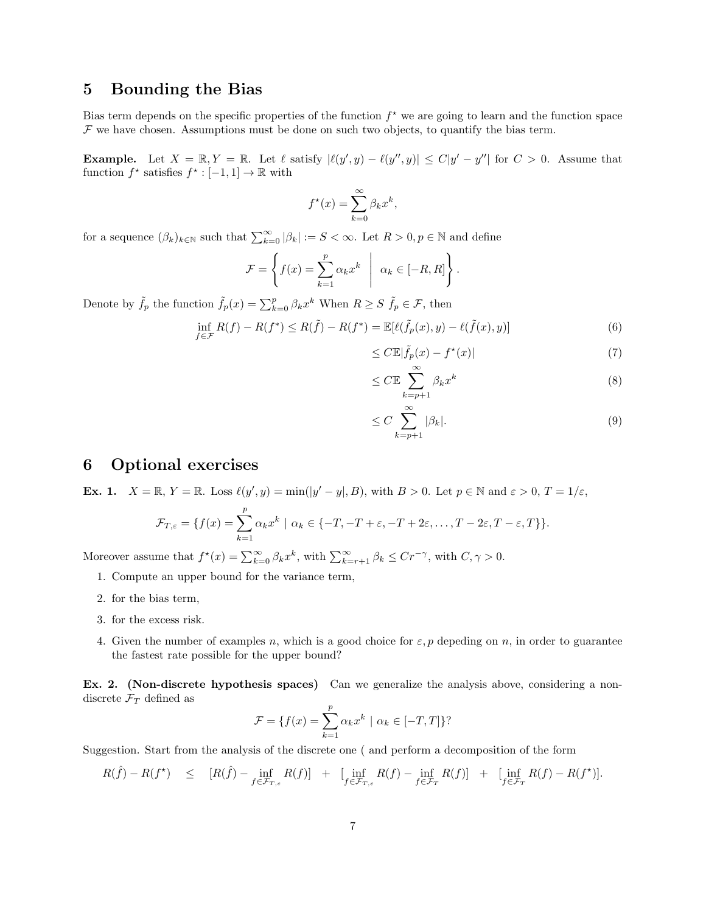## 5 Bounding the Bias

Bias term depends on the specific properties of the function $f^\star$ we are going to learn and the function space $\mathcal{F}$ we have chosen. Assumptions must be done on such two objects, to quantify the bias term.

**Example.** Let $X = \mathbb{R}, Y = \mathbb{R}$. Let $\ell$ satisfy $|\ell(y', y) - \ell(y'', y)| \leq C|y' - y''|$ for $C > 0$. Assume that function $f^\star$ satisfies $f^\star : [-1, 1] \to \mathbb{R}$ with

$$f^\star(x) = \sum_{k=0}^{\infty} \beta_k x^k,$$

for a sequence $(\beta_k)_{k \in \mathbb{N}}$ such that $\sum_{k=0}^{\infty} |\beta_k| := S < \infty$. Let $R > 0, p \in \mathbb{N}$ and define

$$\mathcal{F} = \left\{ f(x) = \sum_{k=1}^{p} \alpha_k x^k \;\middle|\; \alpha_k \in [-R, R] \right\}.$$

Denote by $\tilde{f}_p$ the function $\tilde{f}_p(x) = \sum_{k=0}^{p} \beta_k x^k$ When $R \geq S$ $\tilde{f}_p \in \mathcal{F}$, then

$$\inf_{f \in \mathcal{F}} R(f) - R(f^*) \leq R(\tilde{f}) - R(f^*) = \mathbb{E}[\ell(\tilde{f}_p(x), y) - \ell(\tilde{f}(x), y)] \tag{6}$$

$$\leq C\mathbb{E}|\tilde{f}_p(x) - f^\star(x)| \tag{7}$$

$$\leq C\mathbb{E} \sum_{k=p+1}^{\infty} \beta_k x^k \tag{8}$$

$$\leq C \sum_{k=p+1}^{\infty} |\beta_k|. \tag{9}$$

## 6 Optional exercises

**Ex. 1.** $X = \mathbb{R}, Y = \mathbb{R}$. Loss $\ell(y', y) = \min(|y' - y|, B)$, with $B > 0$. Let $p \in \mathbb{N}$ and $\varepsilon > 0$, $T = 1/\varepsilon$,

$$\mathcal{F}_{T,\varepsilon} = \{f(x) = \sum_{k=1}^{p} \alpha_k x^k \mid \alpha_k \in \{-T, -T + \varepsilon, -T + 2\varepsilon, \ldots, T - 2\varepsilon, T - \varepsilon, T\}\}.$$

Moreover assume that $f^\star(x) = \sum_{k=0}^{\infty} \beta_k x^k$, with $\sum_{k=r+1}^{\infty} \beta_k \leq C r^{-\gamma}$, with $C, \gamma > 0$.

1. Compute an upper bound for the variance term,
2. for the bias term,
3. for the excess risk.
4. Given the number of examples $n$, which is a good choice for $\varepsilon, p$ depeding on $n$, in order to guarantee the fastest rate possible for the upper bound?

**Ex. 2. (Non-discrete hypothesis spaces)** Can we generalize the analysis above, considering a non-discrete $\mathcal{F}_T$ defined as

$$\mathcal{F} = \{f(x) = \sum_{k=1}^{p} \alpha_k x^k \mid \alpha_k \in [-T, T]\}?$$

Suggestion. Start from the analysis of the discrete one ( and perform a decomposition of the form

$$R(\hat{f}) - R(f^\star) \quad \leq \quad [R(\hat{f}) - \inf_{f \in \mathcal{F}_{T,\varepsilon}} R(f)] \;+\; [\inf_{f \in \mathcal{F}_{T,\varepsilon}} R(f) - \inf_{f \in \mathcal{F}_T} R(f)] \;+\; [\inf_{f \in \mathcal{F}_T} R(f) - R(f^\star)].$$